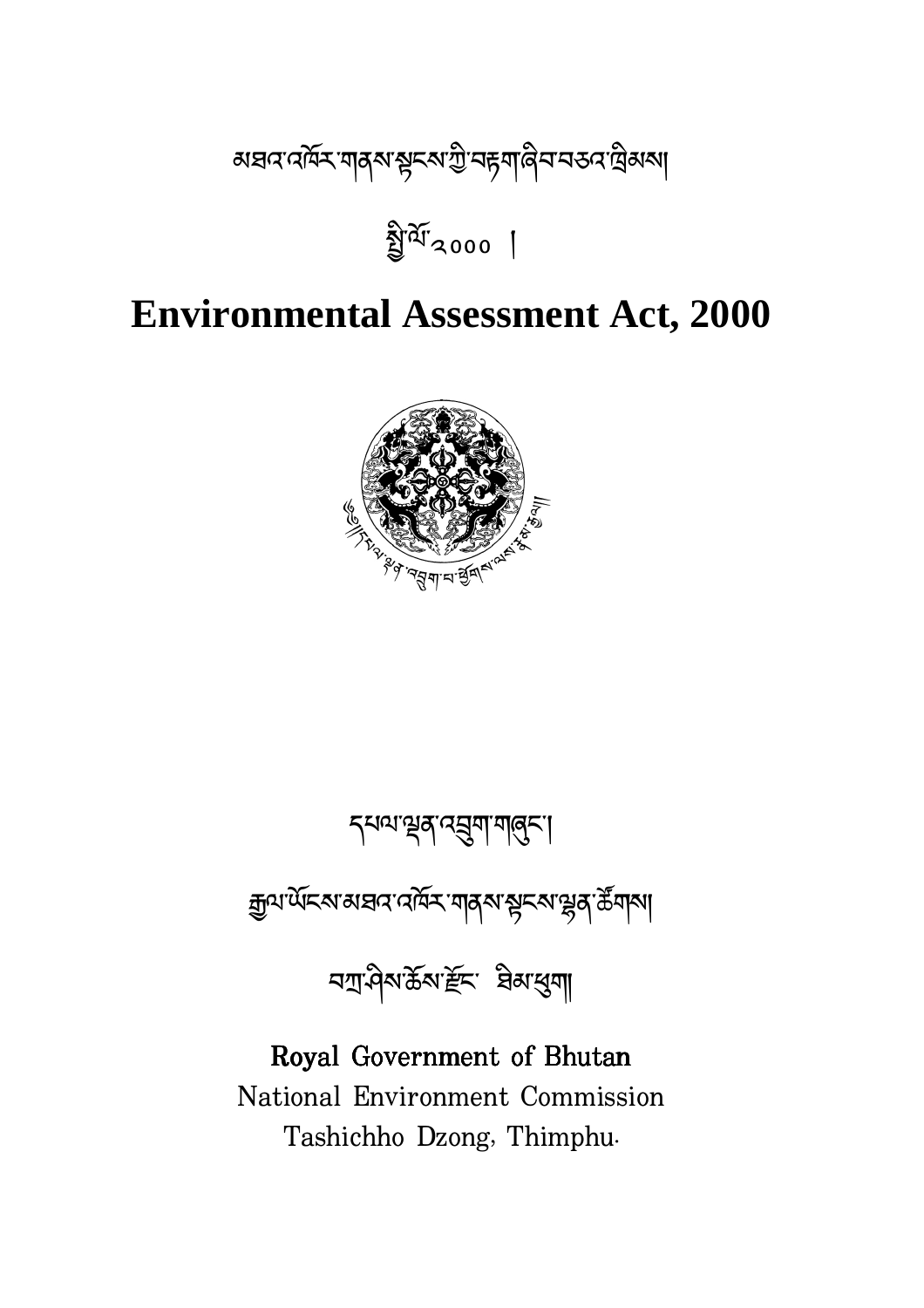མཐའ་འཁོར་གནས་སྟངས་ཀྱི་བརྟག་ཞིབ་བཅའ་ཁྲིམས།

སྤྱི་ལོ་༢༠༠༠ །

# Environmental Assessment Act, 2000

དཔལ་ལྡན་འབྲུག་གཞུང་།

རྒྱལ་ཡོངས་མཐའ་འཁོར་གནས་སྟངས་ལྷན་ཚོགས།

བཀྲ་ཤིས་ཆོས་རྫོང་ ཐིམ་ཕུག།

**Royal Government of Bhutan**

National Environment Commission

Tashichho Dzong, Thimphu.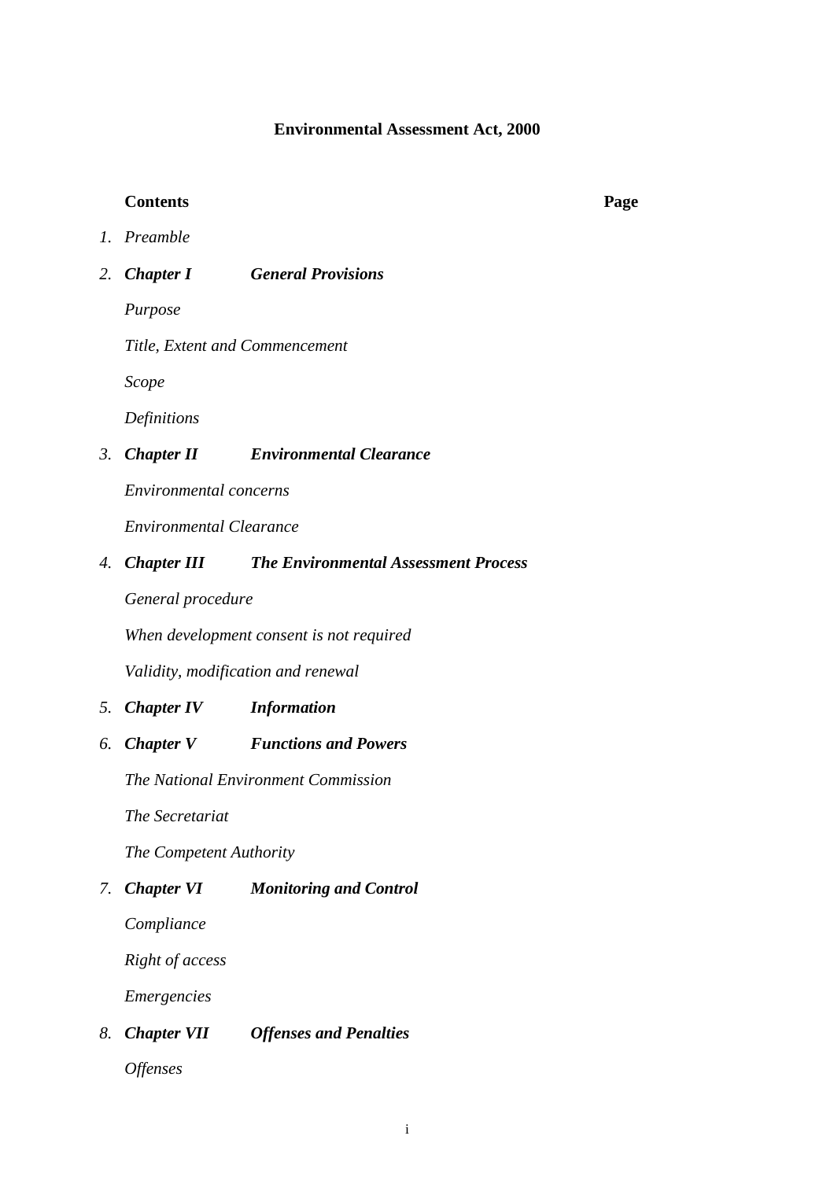# Environmental Assessment Act, 2000

**Contents** **Page**

1. *Preamble*
2. ***Chapter I*** ***General Provisions***

   *Purpose*

   *Title, Extent and Commencement*

   *Scope*

   *Definitions*
3. ***Chapter II*** ***Environmental Clearance***

   *Environmental concerns*

   *Environmental Clearance*
4. ***Chapter III*** ***The Environmental Assessment Process***

   *General procedure*

   *When development consent is not required*

   *Validity, modification and renewal*
5. ***Chapter IV*** ***Information***
6. ***Chapter V*** ***Functions and Powers***

   *The National Environment Commission*

   *The Secretariat*

   *The Competent Authority*
7. ***Chapter VI*** ***Monitoring and Control***

   *Compliance*

   *Right of access*

   *Emergencies*
8. ***Chapter VII*** ***Offenses and Penalties***

   *Offenses*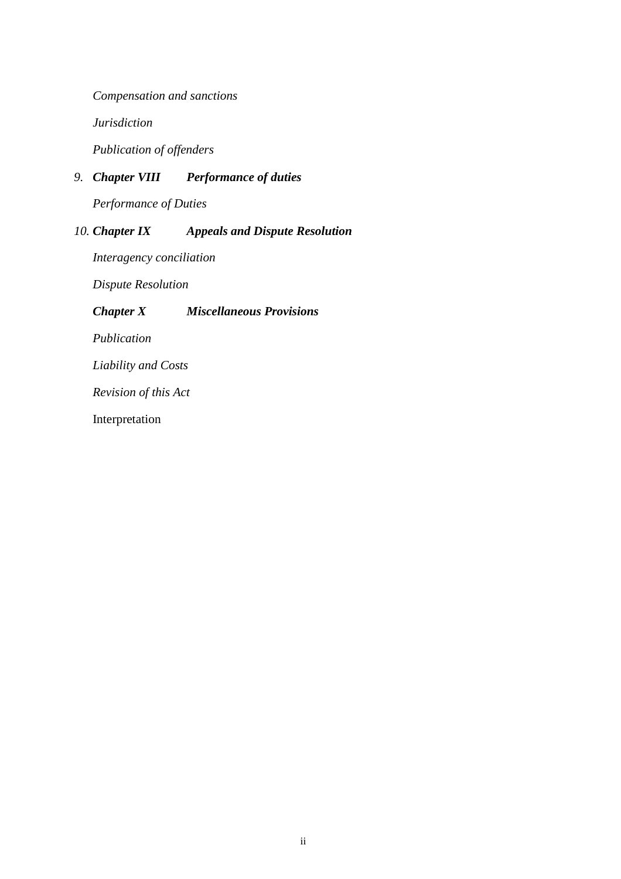*Compensation and sanctions*

*Jurisdiction*

*Publication of offenders*

9. ***Chapter VIII Performance of duties***

*Performance of Duties*

10. ***Chapter IX Appeals and Dispute Resolution***

*Interagency conciliation*

*Dispute Resolution*

***Chapter X Miscellaneous Provisions***

*Publication*

*Liability and Costs*

*Revision of this Act*

Interpretation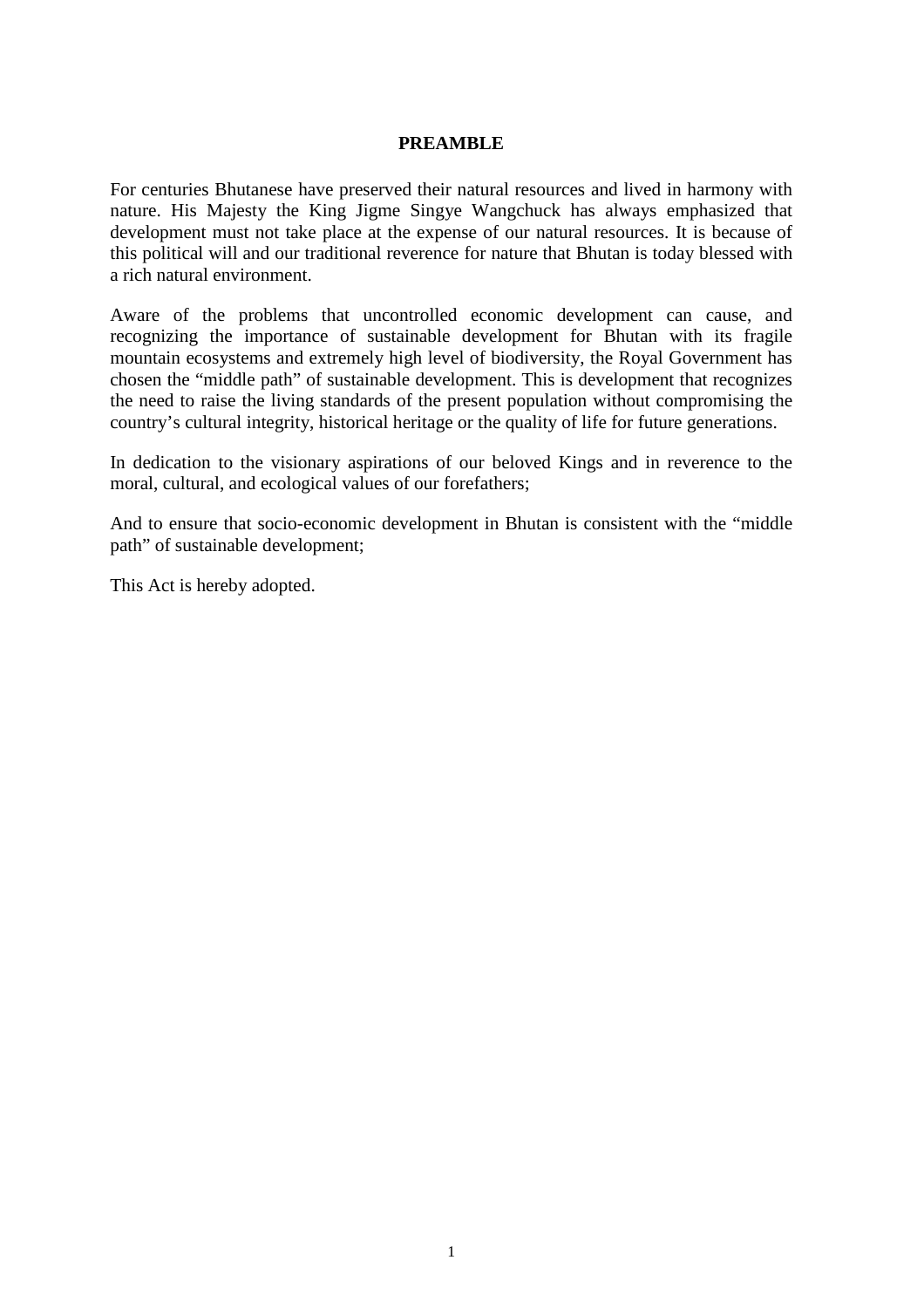## PREAMBLE

For centuries Bhutanese have preserved their natural resources and lived in harmony with nature. His Majesty the King Jigme Singye Wangchuck has always emphasized that development must not take place at the expense of our natural resources. It is because of this political will and our traditional reverence for nature that Bhutan is today blessed with a rich natural environment.

Aware of the problems that uncontrolled economic development can cause, and recognizing the importance of sustainable development for Bhutan with its fragile mountain ecosystems and extremely high level of biodiversity, the Royal Government has chosen the "middle path" of sustainable development. This is development that recognizes the need to raise the living standards of the present population without compromising the country's cultural integrity, historical heritage or the quality of life for future generations.

In dedication to the visionary aspirations of our beloved Kings and in reverence to the moral, cultural, and ecological values of our forefathers;

And to ensure that socio-economic development in Bhutan is consistent with the "middle path" of sustainable development;

This Act is hereby adopted.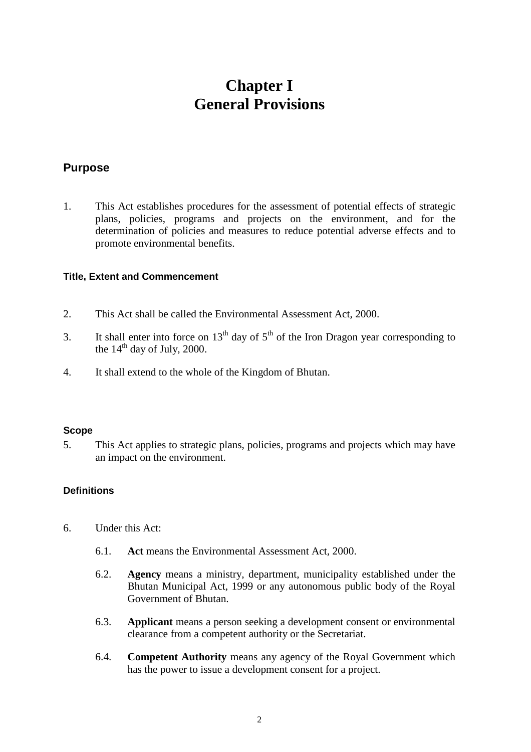# Chapter I
# General Provisions

## Purpose

1. This Act establishes procedures for the assessment of potential effects of strategic plans, policies, programs and projects on the environment, and for the determination of policies and measures to reduce potential adverse effects and to promote environmental benefits.

### Title, Extent and Commencement

2. This Act shall be called the Environmental Assessment Act, 2000.

3. It shall enter into force on 13th day of 5th of the Iron Dragon year corresponding to the 14th day of July, 2000.

4. It shall extend to the whole of the Kingdom of Bhutan.

### Scope

5. This Act applies to strategic plans, policies, programs and projects which may have an impact on the environment.

### Definitions

6. Under this Act:

    6.1. **Act** means the Environmental Assessment Act, 2000.

    6.2. **Agency** means a ministry, department, municipality established under the Bhutan Municipal Act, 1999 or any autonomous public body of the Royal Government of Bhutan.

    6.3. **Applicant** means a person seeking a development consent or environmental clearance from a competent authority or the Secretariat.

    6.4. **Competent Authority** means any agency of the Royal Government which has the power to issue a development consent for a project.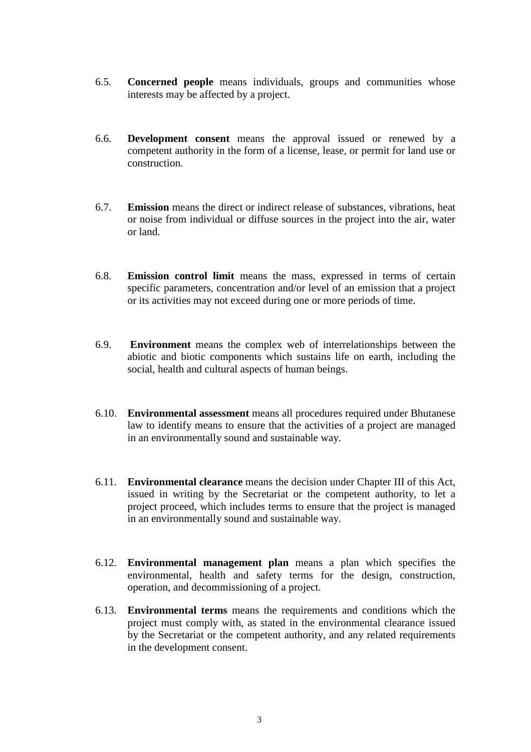6.5. **Concerned people** means individuals, groups and communities whose interests may be affected by a project.

6.6. **Development consent** means the approval issued or renewed by a competent authority in the form of a license, lease, or permit for land use or construction.

6.7. **Emission** means the direct or indirect release of substances, vibrations, heat or noise from individual or diffuse sources in the project into the air, water or land.

6.8. **Emission control limit** means the mass, expressed in terms of certain specific parameters, concentration and/or level of an emission that a project or its activities may not exceed during one or more periods of time.

6.9. **Environment** means the complex web of interrelationships between the abiotic and biotic components which sustains life on earth, including the social, health and cultural aspects of human beings.

6.10. **Environmental assessment** means all procedures required under Bhutanese law to identify means to ensure that the activities of a project are managed in an environmentally sound and sustainable way.

6.11. **Environmental clearance** means the decision under Chapter III of this Act, issued in writing by the Secretariat or the competent authority, to let a project proceed, which includes terms to ensure that the project is managed in an environmentally sound and sustainable way.

6.12. **Environmental management plan** means a plan which specifies the environmental, health and safety terms for the design, construction, operation, and decommissioning of a project.

6.13. **Environmental terms** means the requirements and conditions which the project must comply with, as stated in the environmental clearance issued by the Secretariat or the competent authority, and any related requirements in the development consent.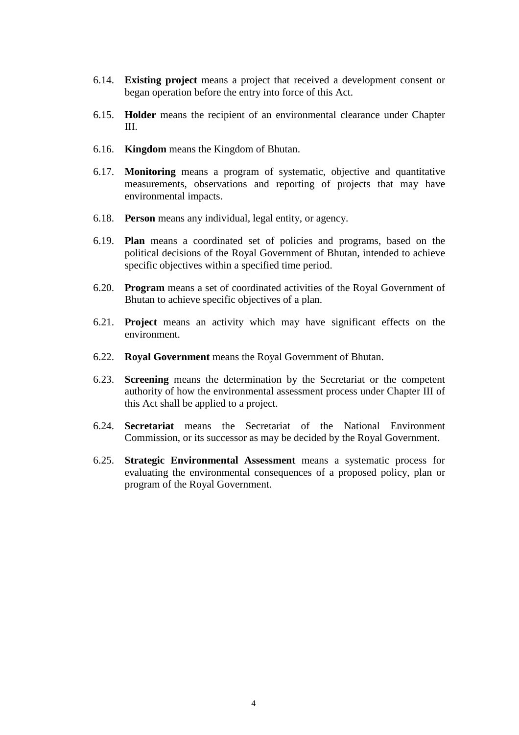6.14. **Existing project** means a project that received a development consent or began operation before the entry into force of this Act.

6.15. **Holder** means the recipient of an environmental clearance under Chapter III.

6.16. **Kingdom** means the Kingdom of Bhutan.

6.17. **Monitoring** means a program of systematic, objective and quantitative measurements, observations and reporting of projects that may have environmental impacts.

6.18. **Person** means any individual, legal entity, or agency.

6.19. **Plan** means a coordinated set of policies and programs, based on the political decisions of the Royal Government of Bhutan, intended to achieve specific objectives within a specified time period.

6.20. **Program** means a set of coordinated activities of the Royal Government of Bhutan to achieve specific objectives of a plan.

6.21. **Project** means an activity which may have significant effects on the environment.

6.22. **Royal Government** means the Royal Government of Bhutan.

6.23. **Screening** means the determination by the Secretariat or the competent authority of how the environmental assessment process under Chapter III of this Act shall be applied to a project.

6.24. **Secretariat** means the Secretariat of the National Environment Commission, or its successor as may be decided by the Royal Government.

6.25. **Strategic Environmental Assessment** means a systematic process for evaluating the environmental consequences of a proposed policy, plan or program of the Royal Government.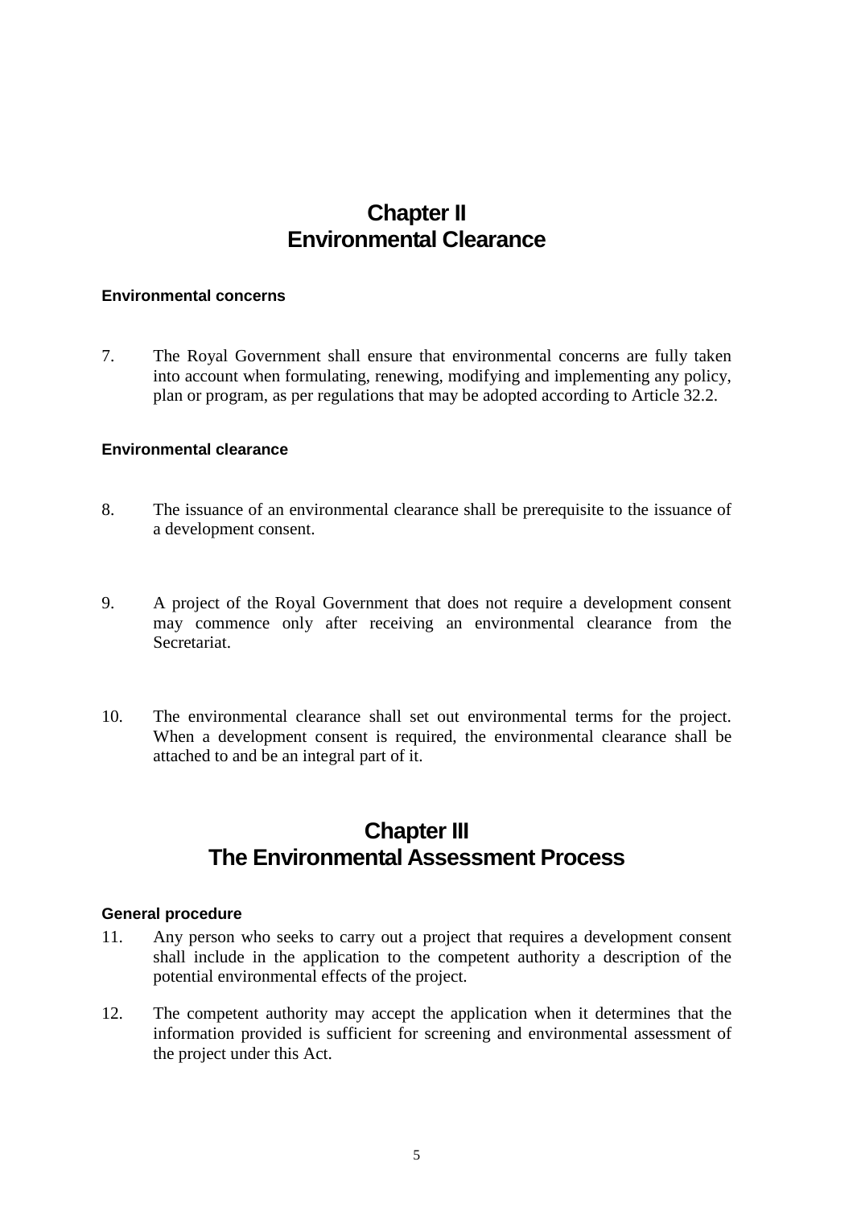## Chapter II
## Environmental Clearance

#### Environmental concerns

7. The Royal Government shall ensure that environmental concerns are fully taken into account when formulating, renewing, modifying and implementing any policy, plan or program, as per regulations that may be adopted according to Article 32.2.

#### Environmental clearance

8. The issuance of an environmental clearance shall be prerequisite to the issuance of a development consent.

9. A project of the Royal Government that does not require a development consent may commence only after receiving an environmental clearance from the Secretariat.

10. The environmental clearance shall set out environmental terms for the project. When a development consent is required, the environmental clearance shall be attached to and be an integral part of it.

## Chapter III
## The Environmental Assessment Process

#### General procedure

11. Any person who seeks to carry out a project that requires a development consent shall include in the application to the competent authority a description of the potential environmental effects of the project.

12. The competent authority may accept the application when it determines that the information provided is sufficient for screening and environmental assessment of the project under this Act.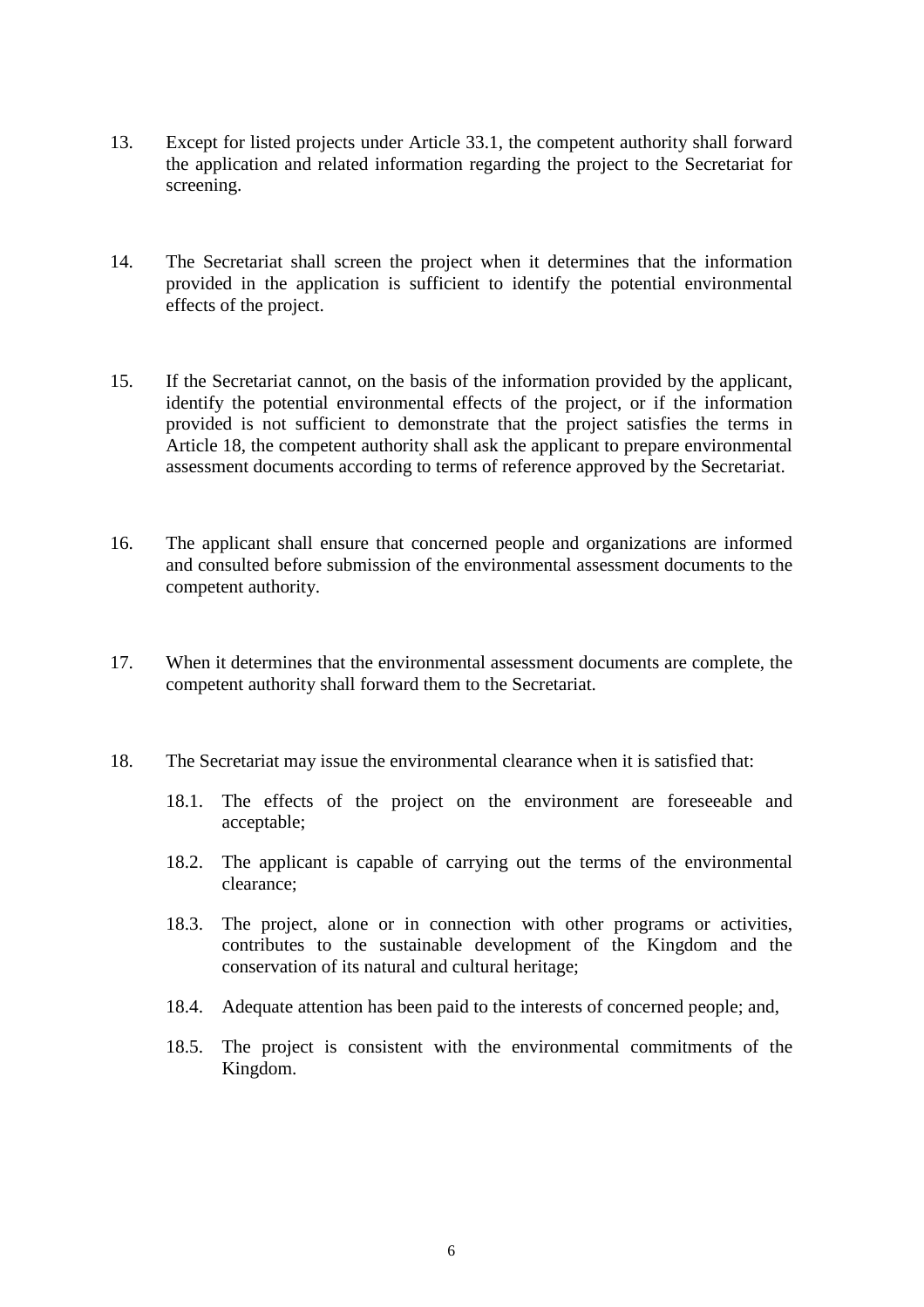13. Except for listed projects under Article 33.1, the competent authority shall forward the application and related information regarding the project to the Secretariat for screening.

14. The Secretariat shall screen the project when it determines that the information provided in the application is sufficient to identify the potential environmental effects of the project.

15. If the Secretariat cannot, on the basis of the information provided by the applicant, identify the potential environmental effects of the project, or if the information provided is not sufficient to demonstrate that the project satisfies the terms in Article 18, the competent authority shall ask the applicant to prepare environmental assessment documents according to terms of reference approved by the Secretariat.

16. The applicant shall ensure that concerned people and organizations are informed and consulted before submission of the environmental assessment documents to the competent authority.

17. When it determines that the environmental assessment documents are complete, the competent authority shall forward them to the Secretariat.

18. The Secretariat may issue the environmental clearance when it is satisfied that:

    18.1. The effects of the project on the environment are foreseeable and acceptable;

    18.2. The applicant is capable of carrying out the terms of the environmental clearance;

    18.3. The project, alone or in connection with other programs or activities, contributes to the sustainable development of the Kingdom and the conservation of its natural and cultural heritage;

    18.4. Adequate attention has been paid to the interests of concerned people; and,

    18.5. The project is consistent with the environmental commitments of the Kingdom.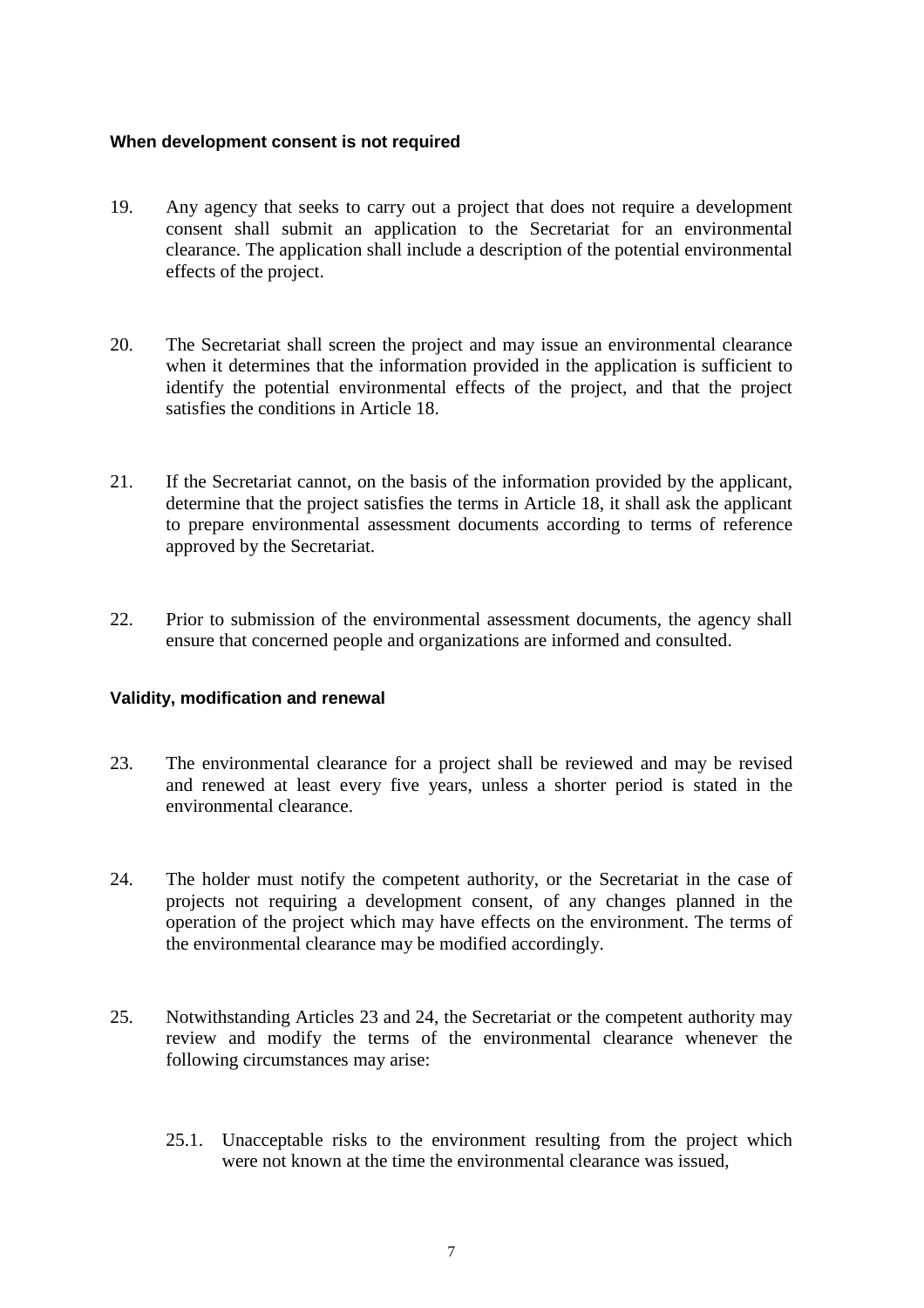### When development consent is not required

19. Any agency that seeks to carry out a project that does not require a development consent shall submit an application to the Secretariat for an environmental clearance. The application shall include a description of the potential environmental effects of the project.

20. The Secretariat shall screen the project and may issue an environmental clearance when it determines that the information provided in the application is sufficient to identify the potential environmental effects of the project, and that the project satisfies the conditions in Article 18.

21. If the Secretariat cannot, on the basis of the information provided by the applicant, determine that the project satisfies the terms in Article 18, it shall ask the applicant to prepare environmental assessment documents according to terms of reference approved by the Secretariat.

22. Prior to submission of the environmental assessment documents, the agency shall ensure that concerned people and organizations are informed and consulted.

### Validity, modification and renewal

23. The environmental clearance for a project shall be reviewed and may be revised and renewed at least every five years, unless a shorter period is stated in the environmental clearance.

24. The holder must notify the competent authority, or the Secretariat in the case of projects not requiring a development consent, of any changes planned in the operation of the project which may have effects on the environment. The terms of the environmental clearance may be modified accordingly.

25. Notwithstanding Articles 23 and 24, the Secretariat or the competent authority may review and modify the terms of the environmental clearance whenever the following circumstances may arise:

    25.1. Unacceptable risks to the environment resulting from the project which were not known at the time the environmental clearance was issued,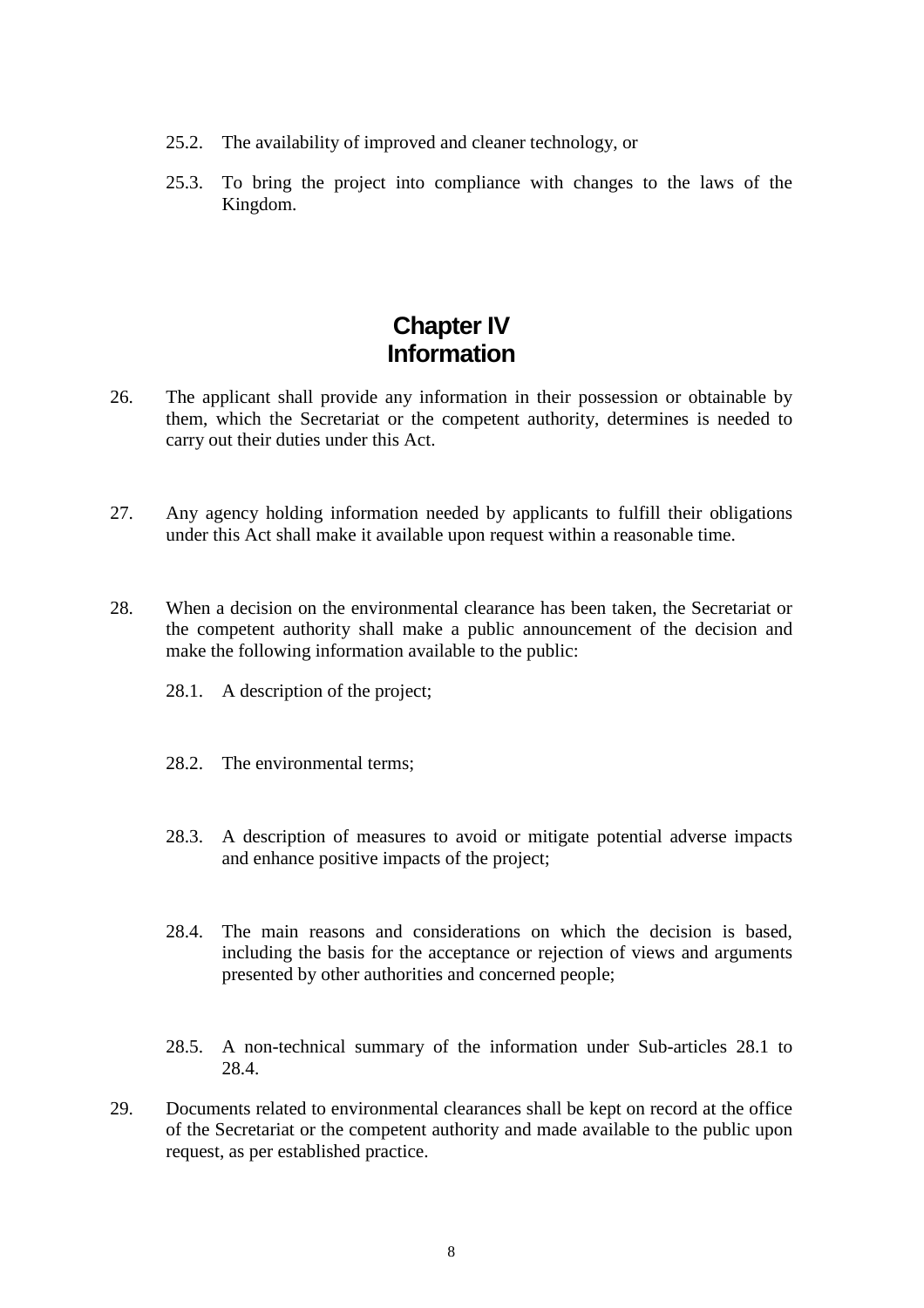25.2. The availability of improved and cleaner technology, or

25.3. To bring the project into compliance with changes to the laws of the Kingdom.

# Chapter IV
# Information

26. The applicant shall provide any information in their possession or obtainable by them, which the Secretariat or the competent authority, determines is needed to carry out their duties under this Act.

27. Any agency holding information needed by applicants to fulfill their obligations under this Act shall make it available upon request within a reasonable time.

28. When a decision on the environmental clearance has been taken, the Secretariat or the competent authority shall make a public announcement of the decision and make the following information available to the public:

    28.1. A description of the project;

    28.2. The environmental terms;

    28.3. A description of measures to avoid or mitigate potential adverse impacts and enhance positive impacts of the project;

    28.4. The main reasons and considerations on which the decision is based, including the basis for the acceptance or rejection of views and arguments presented by other authorities and concerned people;

    28.5. A non-technical summary of the information under Sub-articles 28.1 to 28.4.

29. Documents related to environmental clearances shall be kept on record at the office of the Secretariat or the competent authority and made available to the public upon request, as per established practice.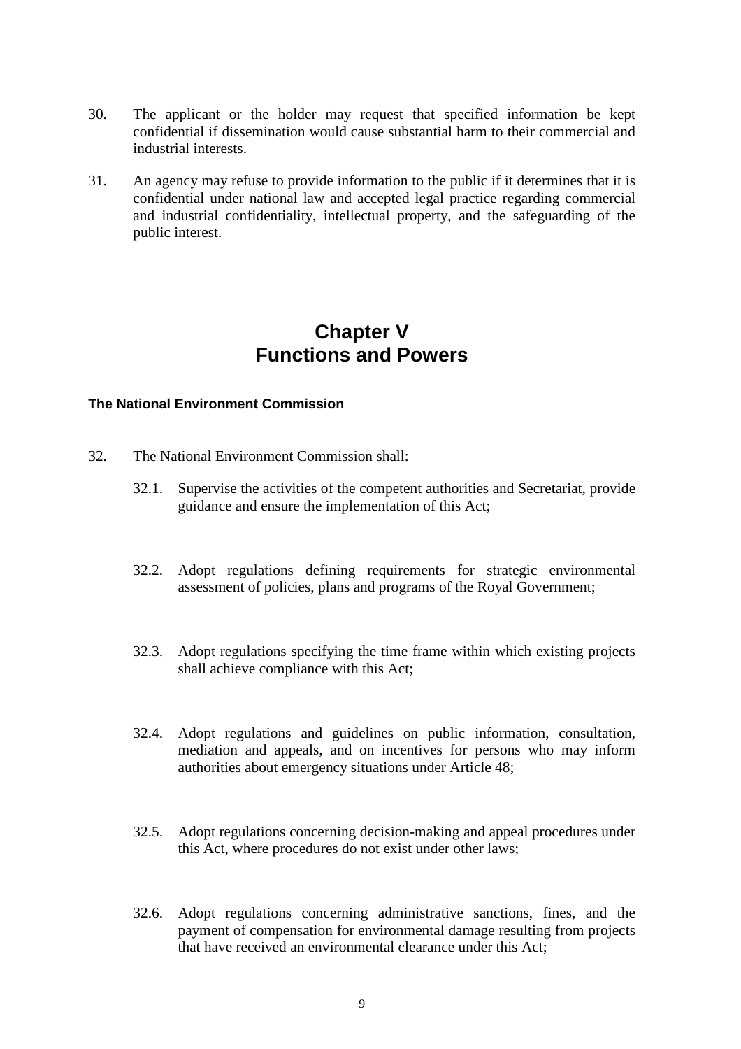30. The applicant or the holder may request that specified information be kept confidential if dissemination would cause substantial harm to their commercial and industrial interests.

31. An agency may refuse to provide information to the public if it determines that it is confidential under national law and accepted legal practice regarding commercial and industrial confidentiality, intellectual property, and the safeguarding of the public interest.

# Chapter V
# Functions and Powers

### The National Environment Commission

32. The National Environment Commission shall:

    32.1. Supervise the activities of the competent authorities and Secretariat, provide guidance and ensure the implementation of this Act;

    32.2. Adopt regulations defining requirements for strategic environmental assessment of policies, plans and programs of the Royal Government;

    32.3. Adopt regulations specifying the time frame within which existing projects shall achieve compliance with this Act;

    32.4. Adopt regulations and guidelines on public information, consultation, mediation and appeals, and on incentives for persons who may inform authorities about emergency situations under Article 48;

    32.5. Adopt regulations concerning decision-making and appeal procedures under this Act, where procedures do not exist under other laws;

    32.6. Adopt regulations concerning administrative sanctions, fines, and the payment of compensation for environmental damage resulting from projects that have received an environmental clearance under this Act;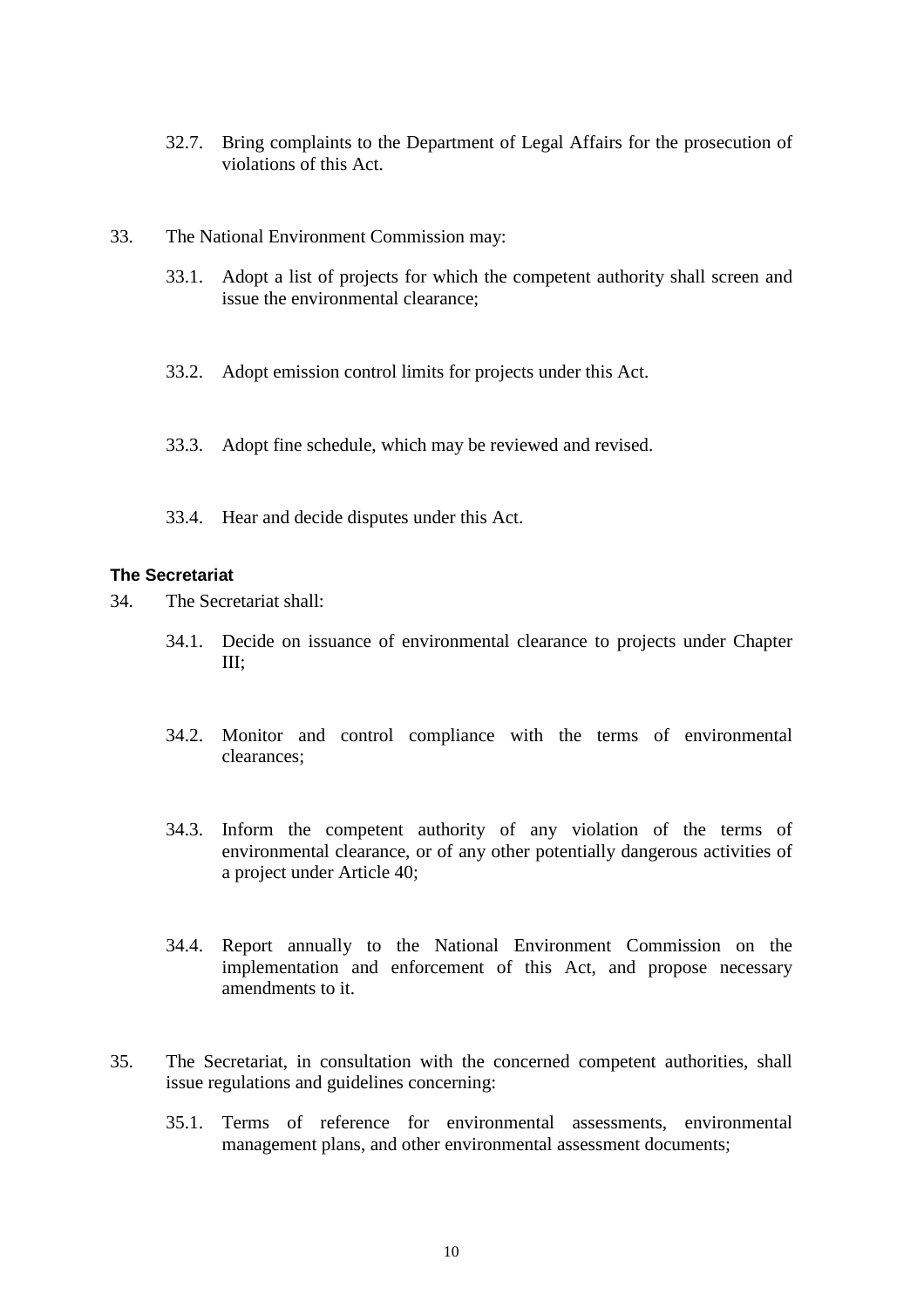32.7. Bring complaints to the Department of Legal Affairs for the prosecution of violations of this Act.

33. The National Environment Commission may:

33.1. Adopt a list of projects for which the competent authority shall screen and issue the environmental clearance;

33.2. Adopt emission control limits for projects under this Act.

33.3. Adopt fine schedule, which may be reviewed and revised.

33.4. Hear and decide disputes under this Act.

### The Secretariat

34. The Secretariat shall:

34.1. Decide on issuance of environmental clearance to projects under Chapter III;

34.2. Monitor and control compliance with the terms of environmental clearances;

34.3. Inform the competent authority of any violation of the terms of environmental clearance, or of any other potentially dangerous activities of a project under Article 40;

34.4. Report annually to the National Environment Commission on the implementation and enforcement of this Act, and propose necessary amendments to it.

35. The Secretariat, in consultation with the concerned competent authorities, shall issue regulations and guidelines concerning:

35.1. Terms of reference for environmental assessments, environmental management plans, and other environmental assessment documents;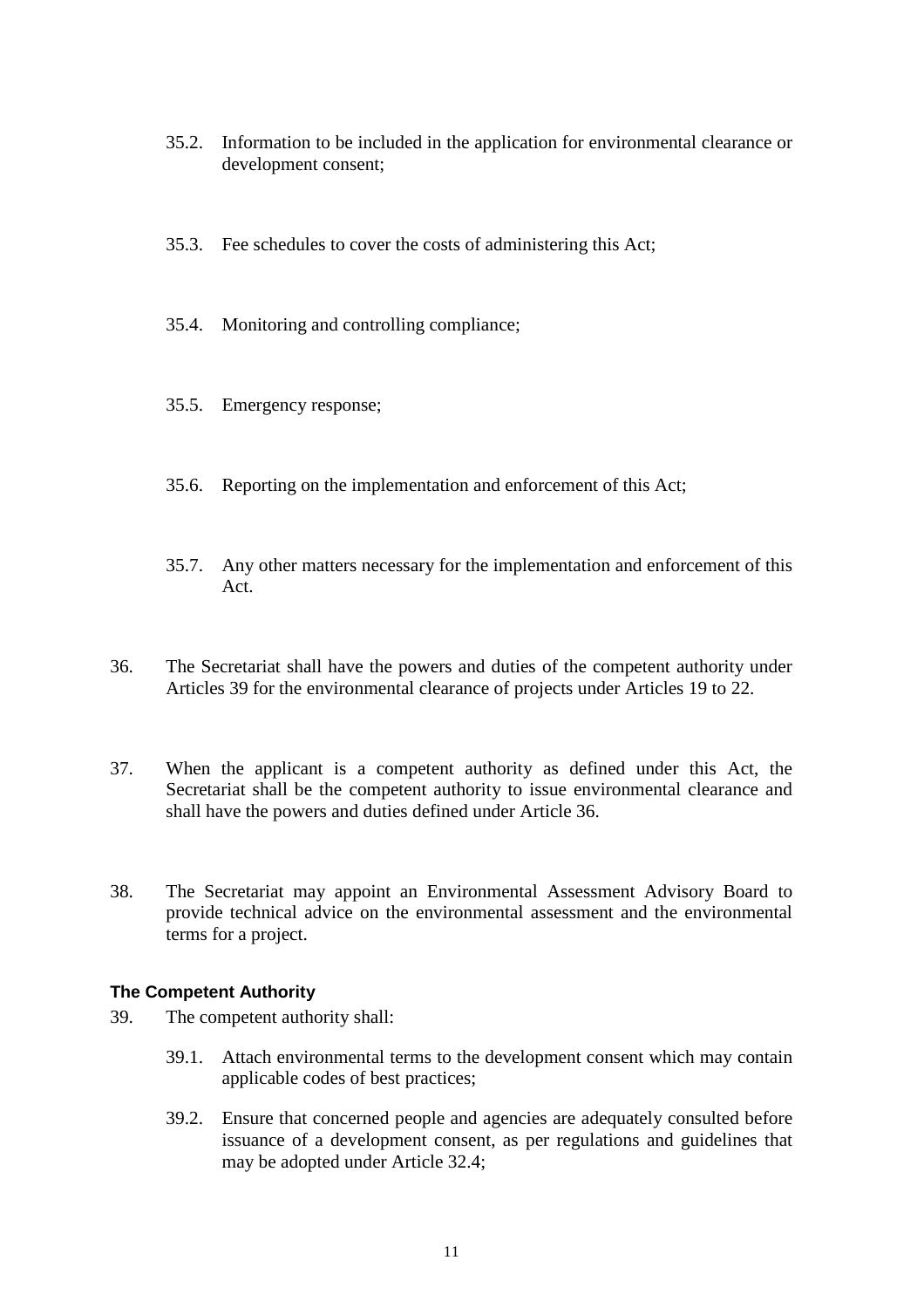35.2. Information to be included in the application for environmental clearance or development consent;

35.3. Fee schedules to cover the costs of administering this Act;

35.4. Monitoring and controlling compliance;

35.5. Emergency response;

35.6. Reporting on the implementation and enforcement of this Act;

35.7. Any other matters necessary for the implementation and enforcement of this Act.

36. The Secretariat shall have the powers and duties of the competent authority under Articles 39 for the environmental clearance of projects under Articles 19 to 22.

37. When the applicant is a competent authority as defined under this Act, the Secretariat shall be the competent authority to issue environmental clearance and shall have the powers and duties defined under Article 36.

38. The Secretariat may appoint an Environmental Assessment Advisory Board to provide technical advice on the environmental assessment and the environmental terms for a project.

**The Competent Authority**

39. The competent authority shall:

39.1. Attach environmental terms to the development consent which may contain applicable codes of best practices;

39.2. Ensure that concerned people and agencies are adequately consulted before issuance of a development consent, as per regulations and guidelines that may be adopted under Article 32.4;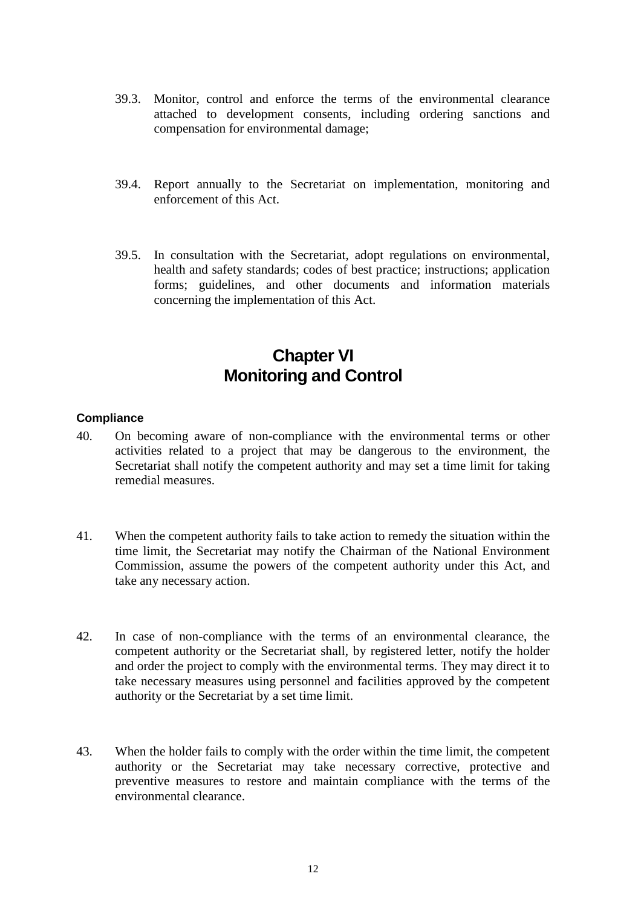39.3. Monitor, control and enforce the terms of the environmental clearance attached to development consents, including ordering sanctions and compensation for environmental damage;

39.4. Report annually to the Secretariat on implementation, monitoring and enforcement of this Act.

39.5. In consultation with the Secretariat, adopt regulations on environmental, health and safety standards; codes of best practice; instructions; application forms; guidelines, and other documents and information materials concerning the implementation of this Act.

# Chapter VI
# Monitoring and Control

### Compliance

40. On becoming aware of non-compliance with the environmental terms or other activities related to a project that may be dangerous to the environment, the Secretariat shall notify the competent authority and may set a time limit for taking remedial measures.

41. When the competent authority fails to take action to remedy the situation within the time limit, the Secretariat may notify the Chairman of the National Environment Commission, assume the powers of the competent authority under this Act, and take any necessary action.

42. In case of non-compliance with the terms of an environmental clearance, the competent authority or the Secretariat shall, by registered letter, notify the holder and order the project to comply with the environmental terms. They may direct it to take necessary measures using personnel and facilities approved by the competent authority or the Secretariat by a set time limit.

43. When the holder fails to comply with the order within the time limit, the competent authority or the Secretariat may take necessary corrective, protective and preventive measures to restore and maintain compliance with the terms of the environmental clearance.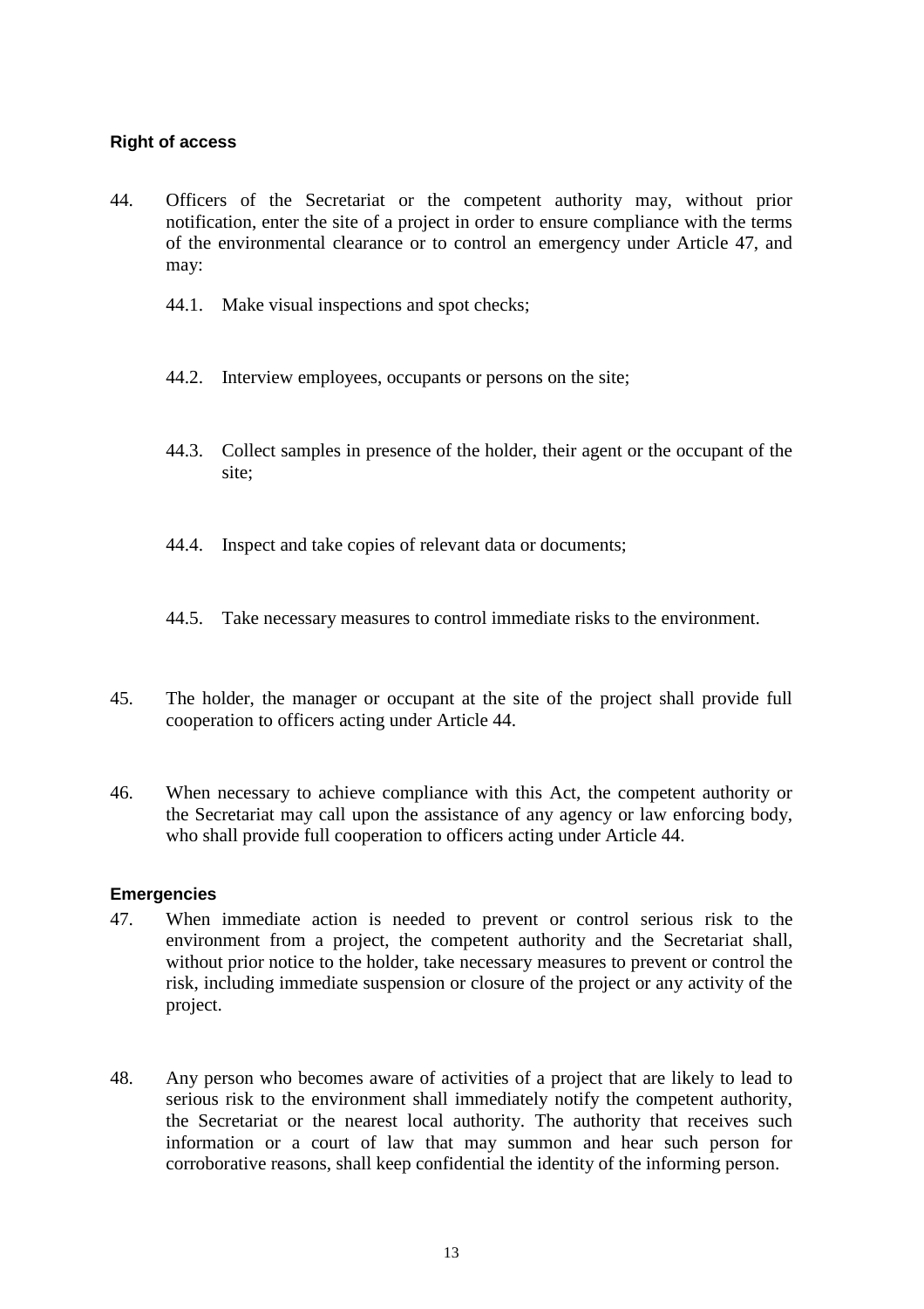### Right of access

44. Officers of the Secretariat or the competent authority may, without prior notification, enter the site of a project in order to ensure compliance with the terms of the environmental clearance or to control an emergency under Article 47, and may:

    44.1. Make visual inspections and spot checks;

    44.2. Interview employees, occupants or persons on the site;

    44.3. Collect samples in presence of the holder, their agent or the occupant of the site;

    44.4. Inspect and take copies of relevant data or documents;

    44.5. Take necessary measures to control immediate risks to the environment.

45. The holder, the manager or occupant at the site of the project shall provide full cooperation to officers acting under Article 44.

46. When necessary to achieve compliance with this Act, the competent authority or the Secretariat may call upon the assistance of any agency or law enforcing body, who shall provide full cooperation to officers acting under Article 44.

### Emergencies

47. When immediate action is needed to prevent or control serious risk to the environment from a project, the competent authority and the Secretariat shall, without prior notice to the holder, take necessary measures to prevent or control the risk, including immediate suspension or closure of the project or any activity of the project.

48. Any person who becomes aware of activities of a project that are likely to lead to serious risk to the environment shall immediately notify the competent authority, the Secretariat or the nearest local authority. The authority that receives such information or a court of law that may summon and hear such person for corroborative reasons, shall keep confidential the identity of the informing person.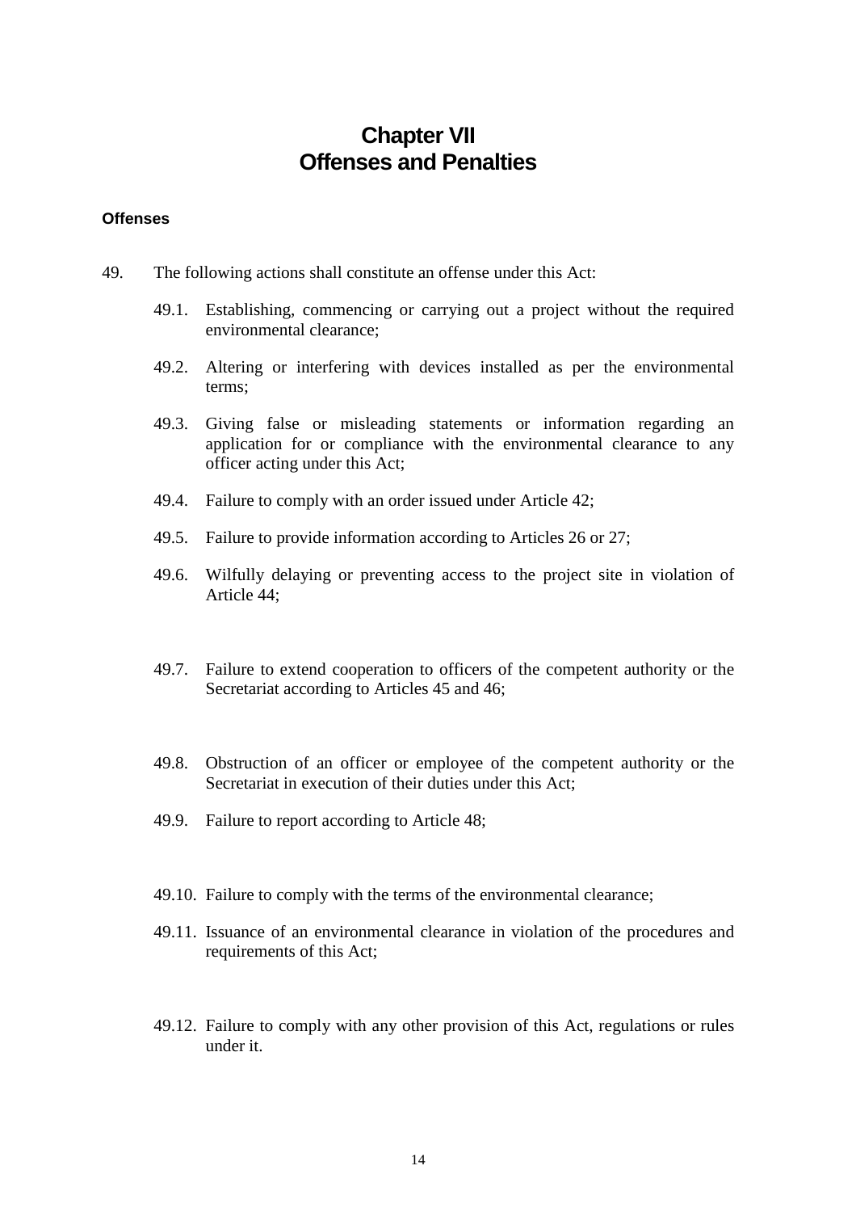# Chapter VII
# Offenses and Penalties

### Offenses

49. The following actions shall constitute an offense under this Act:

    49.1. Establishing, commencing or carrying out a project without the required environmental clearance;

    49.2. Altering or interfering with devices installed as per the environmental terms;

    49.3. Giving false or misleading statements or information regarding an application for or compliance with the environmental clearance to any officer acting under this Act;

    49.4. Failure to comply with an order issued under Article 42;

    49.5. Failure to provide information according to Articles 26 or 27;

    49.6. Wilfully delaying or preventing access to the project site in violation of Article 44;

    49.7. Failure to extend cooperation to officers of the competent authority or the Secretariat according to Articles 45 and 46;

    49.8. Obstruction of an officer or employee of the competent authority or the Secretariat in execution of their duties under this Act;

    49.9. Failure to report according to Article 48;

    49.10. Failure to comply with the terms of the environmental clearance;

    49.11. Issuance of an environmental clearance in violation of the procedures and requirements of this Act;

    49.12. Failure to comply with any other provision of this Act, regulations or rules under it.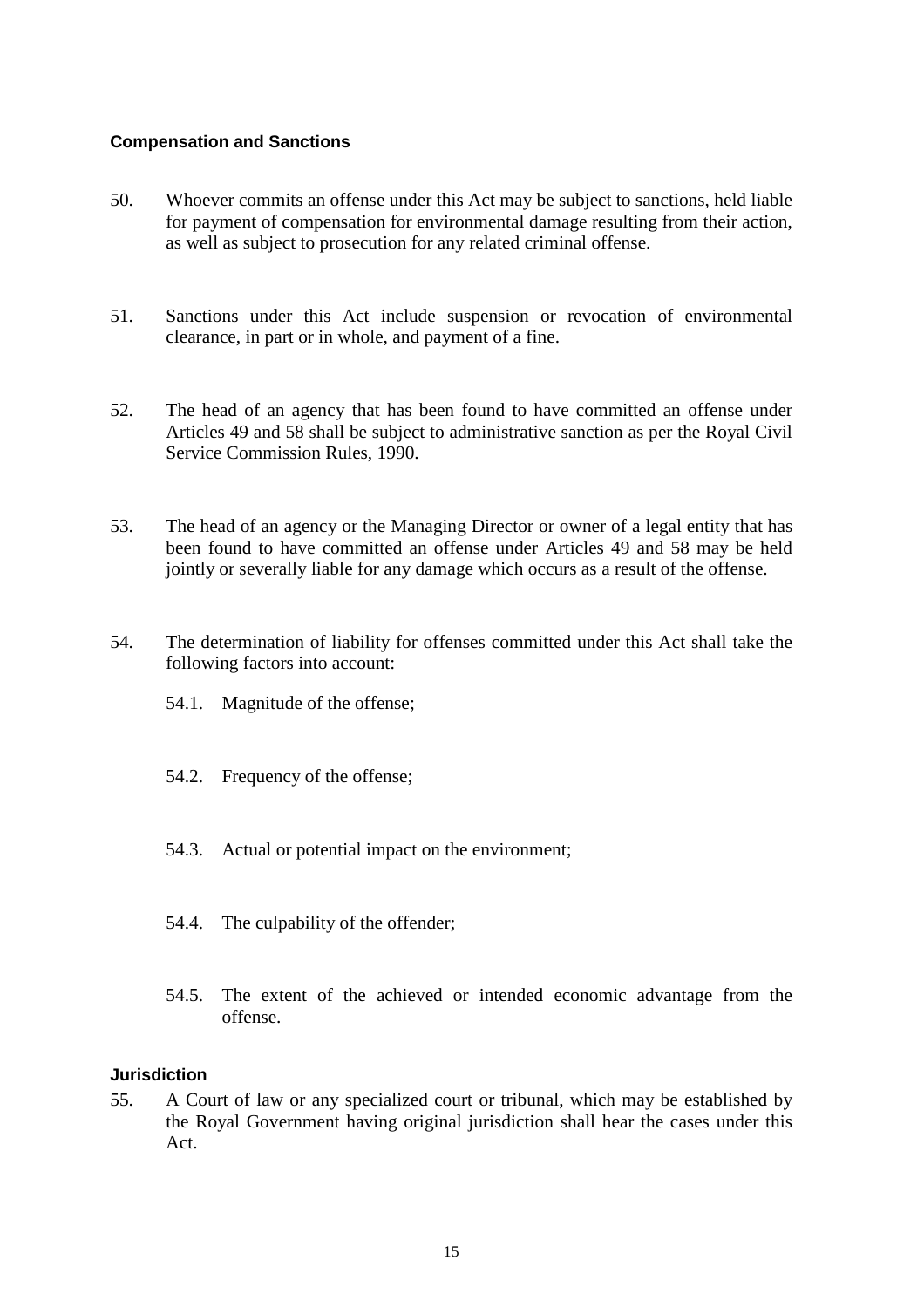### Compensation and Sanctions

50. Whoever commits an offense under this Act may be subject to sanctions, held liable for payment of compensation for environmental damage resulting from their action, as well as subject to prosecution for any related criminal offense.

51. Sanctions under this Act include suspension or revocation of environmental clearance, in part or in whole, and payment of a fine.

52. The head of an agency that has been found to have committed an offense under Articles 49 and 58 shall be subject to administrative sanction as per the Royal Civil Service Commission Rules, 1990.

53. The head of an agency or the Managing Director or owner of a legal entity that has been found to have committed an offense under Articles 49 and 58 may be held jointly or severally liable for any damage which occurs as a result of the offense.

54. The determination of liability for offenses committed under this Act shall take the following factors into account:

    54.1. Magnitude of the offense;

    54.2. Frequency of the offense;

    54.3. Actual or potential impact on the environment;

    54.4. The culpability of the offender;

    54.5. The extent of the achieved or intended economic advantage from the offense.

### Jurisdiction

55. A Court of law or any specialized court or tribunal, which may be established by the Royal Government having original jurisdiction shall hear the cases under this Act.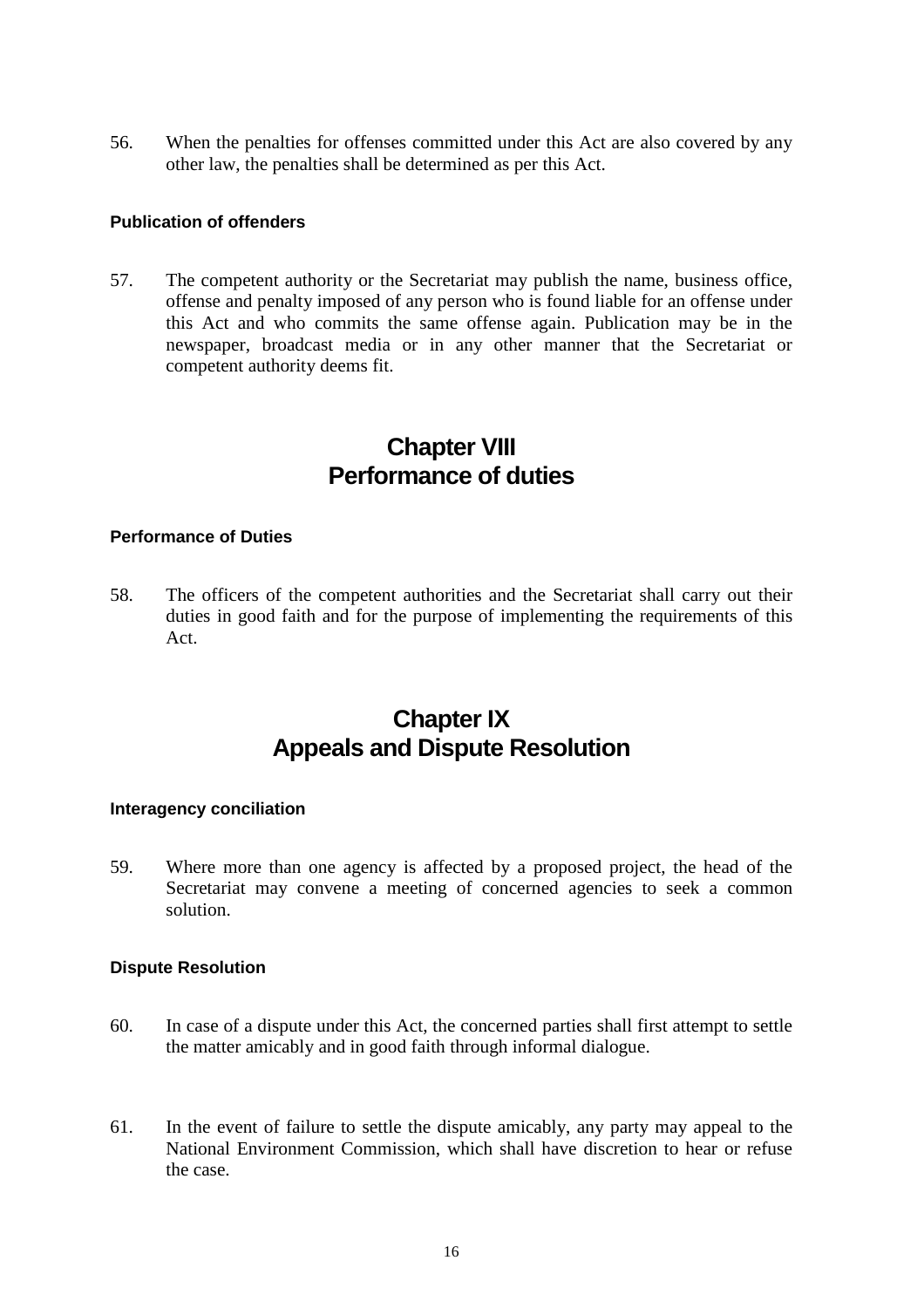56. When the penalties for offenses committed under this Act are also covered by any other law, the penalties shall be determined as per this Act.

#### Publication of offenders

57. The competent authority or the Secretariat may publish the name, business office, offense and penalty imposed of any person who is found liable for an offense under this Act and who commits the same offense again. Publication may be in the newspaper, broadcast media or in any other manner that the Secretariat or competent authority deems fit.

## Chapter VIII
## Performance of duties

#### Performance of Duties

58. The officers of the competent authorities and the Secretariat shall carry out their duties in good faith and for the purpose of implementing the requirements of this Act.

## Chapter IX
## Appeals and Dispute Resolution

#### Interagency conciliation

59. Where more than one agency is affected by a proposed project, the head of the Secretariat may convene a meeting of concerned agencies to seek a common solution.

#### Dispute Resolution

60. In case of a dispute under this Act, the concerned parties shall first attempt to settle the matter amicably and in good faith through informal dialogue.

61. In the event of failure to settle the dispute amicably, any party may appeal to the National Environment Commission, which shall have discretion to hear or refuse the case.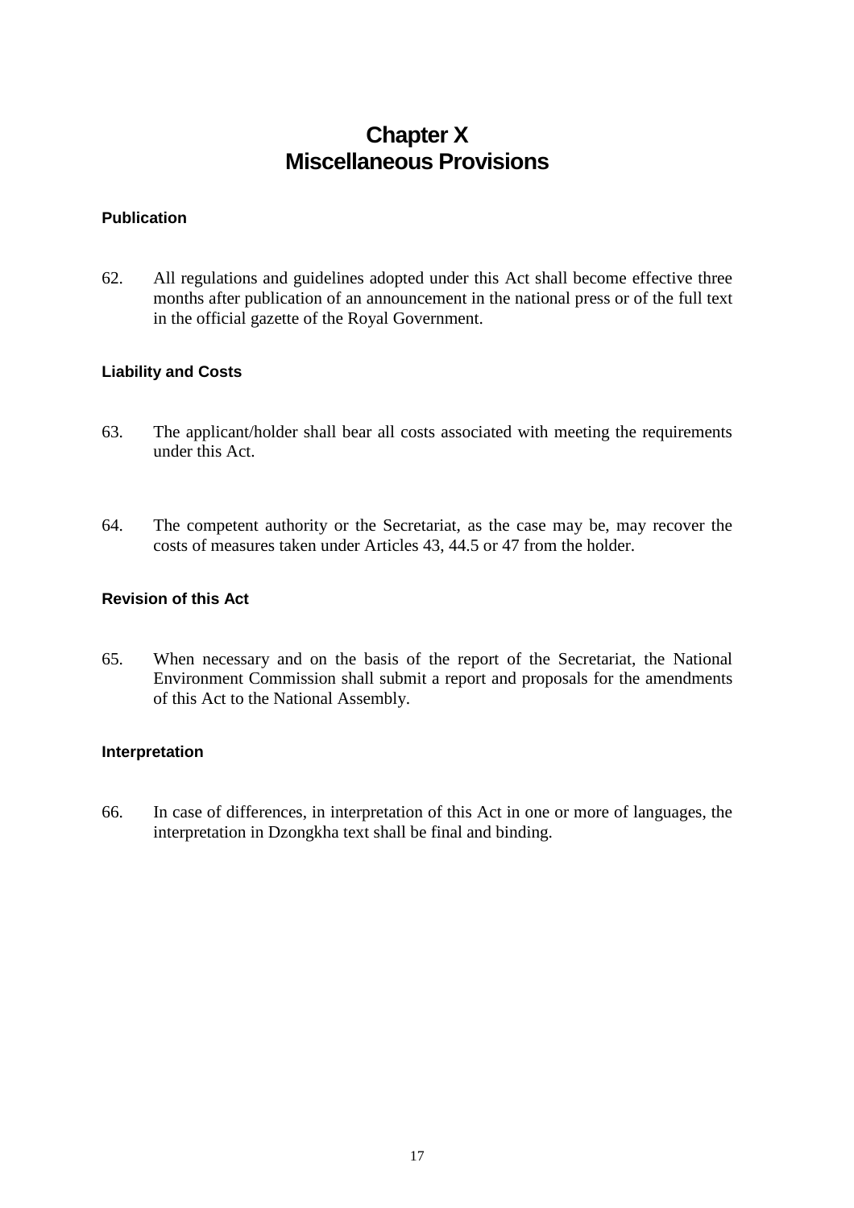# Chapter X
# Miscellaneous Provisions

### Publication

62. All regulations and guidelines adopted under this Act shall become effective three months after publication of an announcement in the national press or of the full text in the official gazette of the Royal Government.

### Liability and Costs

63. The applicant/holder shall bear all costs associated with meeting the requirements under this Act.

64. The competent authority or the Secretariat, as the case may be, may recover the costs of measures taken under Articles 43, 44.5 or 47 from the holder.

### Revision of this Act

65. When necessary and on the basis of the report of the Secretariat, the National Environment Commission shall submit a report and proposals for the amendments of this Act to the National Assembly.

### Interpretation

66. In case of differences, in interpretation of this Act in one or more of languages, the interpretation in Dzongkha text shall be final and binding.